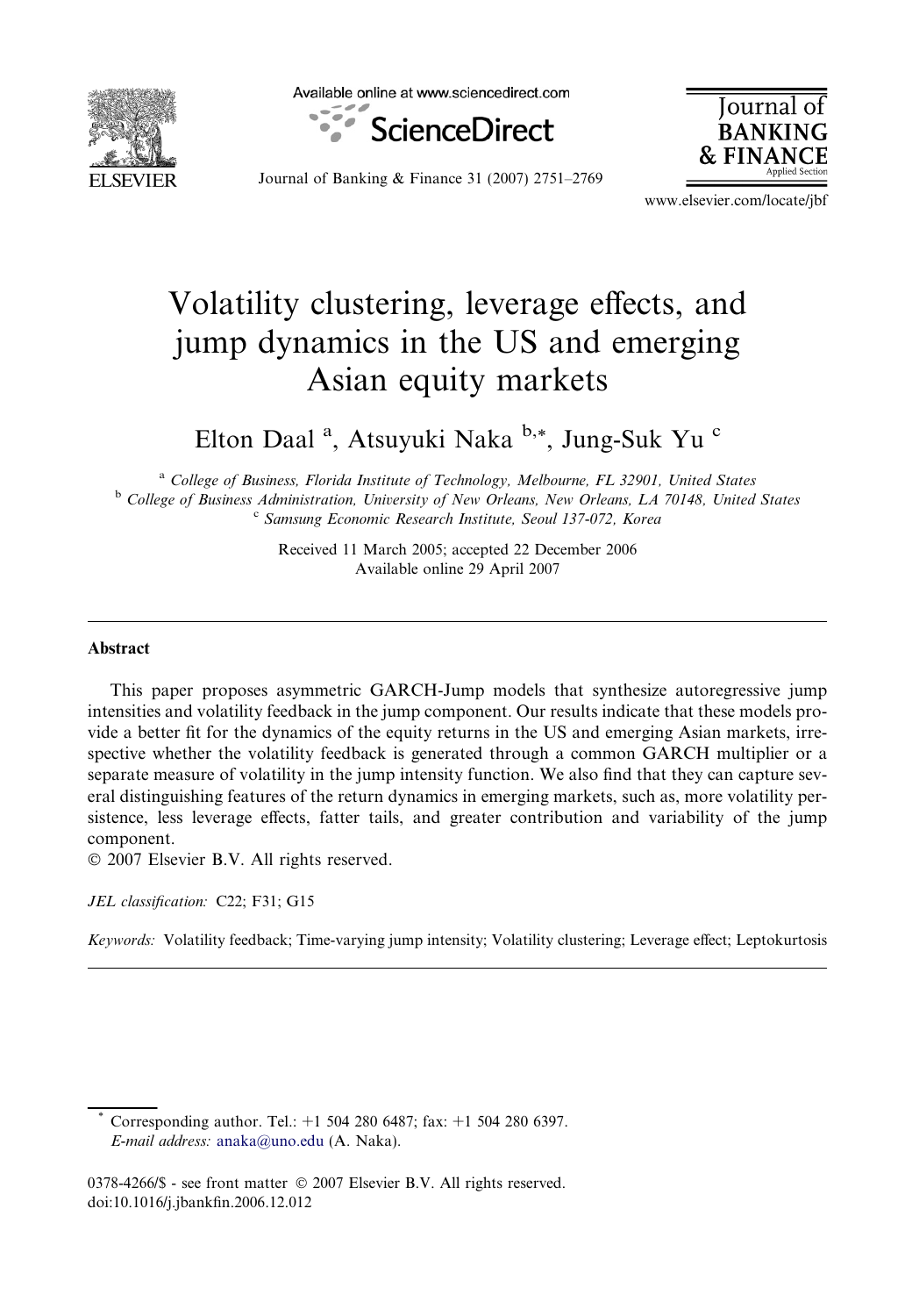# Volatility clustering, leverage effects, and jump dynamics in the US and emerging Asian equity markets

Elton Daal [a], Atsuyuki Naka [b,*], Jung-Suk Yu [c]

[a] *College of Business, Florida Institute of Technology, Melbourne, FL 32901, United States*

[b] *College of Business Administration, University of New Orleans, New Orleans, LA 70148, United States*

[c] *Samsung Economic Research Institute, Seoul 137-072, Korea*

Received 11 March 2005; accepted 22 December 2006

Available online 29 April 2007

## Abstract

This paper proposes asymmetric GARCH-Jump models that synthesize autoregressive jump intensities and volatility feedback in the jump component. Our results indicate that these models provide a better fit for the dynamics of the equity returns in the US and emerging Asian markets, irrespective whether the volatility feedback is generated through a common GARCH multiplier or a separate measure of volatility in the jump intensity function. We also find that they can capture several distinguishing features of the return dynamics in emerging markets, such as, more volatility persistence, less leverage effects, fatter tails, and greater contribution and variability of the jump component.

© 2007 Elsevier B.V. All rights reserved.

*JEL classification:* C22; F31; G15

*Keywords:* Volatility feedback; Time-varying jump intensity; Volatility clustering; Leverage effect; Leptokurtosis

---

\* Corresponding author. Tel.: +1 504 280 6487; fax: +1 504 280 6397.
*E-mail address:* anaka@uno.edu (A. Naka).

0378-4266/$ - see front matter © 2007 Elsevier B.V. All rights reserved.
doi:10.1016/j.jbankfin.2006.12.012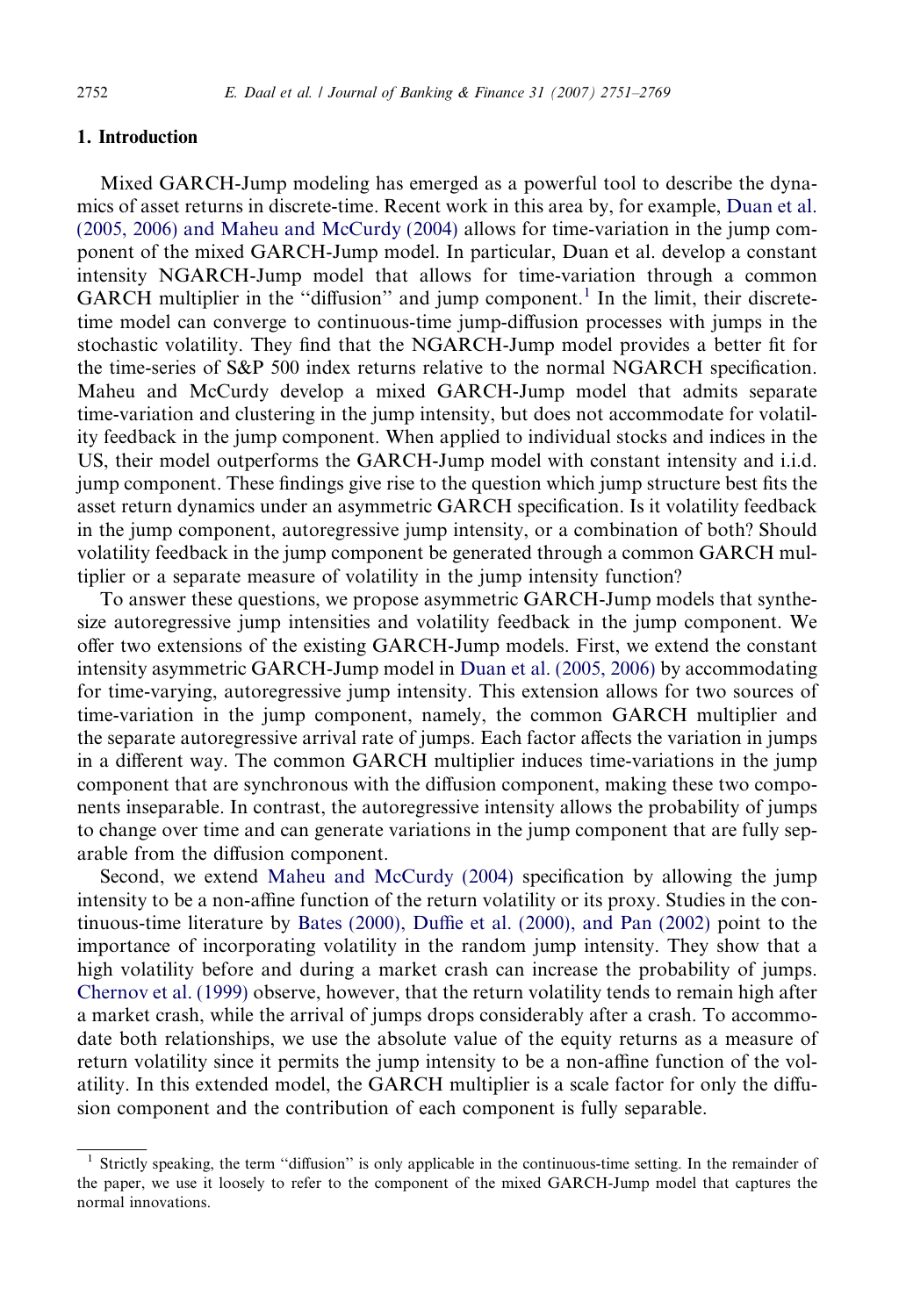## 1. Introduction

Mixed GARCH-Jump modeling has emerged as a powerful tool to describe the dynamics of asset returns in discrete-time. Recent work in this area by, for example, Duan et al. (2005, 2006) and Maheu and McCurdy (2004) allows for time-variation in the jump component of the mixed GARCH-Jump model. In particular, Duan et al. develop a constant intensity NGARCH-Jump model that allows for time-variation through a common GARCH multiplier in the "diffusion" and jump component.[1] In the limit, their discrete-time model can converge to continuous-time jump-diffusion processes with jumps in the stochastic volatility. They find that the NGARCH-Jump model provides a better fit for the time-series of S&P 500 index returns relative to the normal NGARCH specification. Maheu and McCurdy develop a mixed GARCH-Jump model that admits separate time-variation and clustering in the jump intensity, but does not accommodate for volatility feedback in the jump component. When applied to individual stocks and indices in the US, their model outperforms the GARCH-Jump model with constant intensity and i.i.d. jump component. These findings give rise to the question which jump structure best fits the asset return dynamics under an asymmetric GARCH specification. Is it volatility feedback in the jump component, autoregressive jump intensity, or a combination of both? Should volatility feedback in the jump component be generated through a common GARCH multiplier or a separate measure of volatility in the jump intensity function?

To answer these questions, we propose asymmetric GARCH-Jump models that synthesize autoregressive jump intensities and volatility feedback in the jump component. We offer two extensions of the existing GARCH-Jump models. First, we extend the constant intensity asymmetric GARCH-Jump model in Duan et al. (2005, 2006) by accommodating for time-varying, autoregressive jump intensity. This extension allows for two sources of time-variation in the jump component, namely, the common GARCH multiplier and the separate autoregressive arrival rate of jumps. Each factor affects the variation in jumps in a different way. The common GARCH multiplier induces time-variations in the jump component that are synchronous with the diffusion component, making these two components inseparable. In contrast, the autoregressive intensity allows the probability of jumps to change over time and can generate variations in the jump component that are fully separable from the diffusion component.

Second, we extend Maheu and McCurdy (2004) specification by allowing the jump intensity to be a non-affine function of the return volatility or its proxy. Studies in the continuous-time literature by Bates (2000), Duffie et al. (2000), and Pan (2002) point to the importance of incorporating volatility in the random jump intensity. They show that a high volatility before and during a market crash can increase the probability of jumps. Chernov et al. (1999) observe, however, that the return volatility tends to remain high after a market crash, while the arrival of jumps drops considerably after a crash. To accommodate both relationships, we use the absolute value of the equity returns as a measure of return volatility since it permits the jump intensity to be a non-affine function of the volatility. In this extended model, the GARCH multiplier is a scale factor for only the diffusion component and the contribution of each component is fully separable.

[1] Strictly speaking, the term "diffusion" is only applicable in the continuous-time setting. In the remainder of the paper, we use it loosely to refer to the component of the mixed GARCH-Jump model that captures the normal innovations.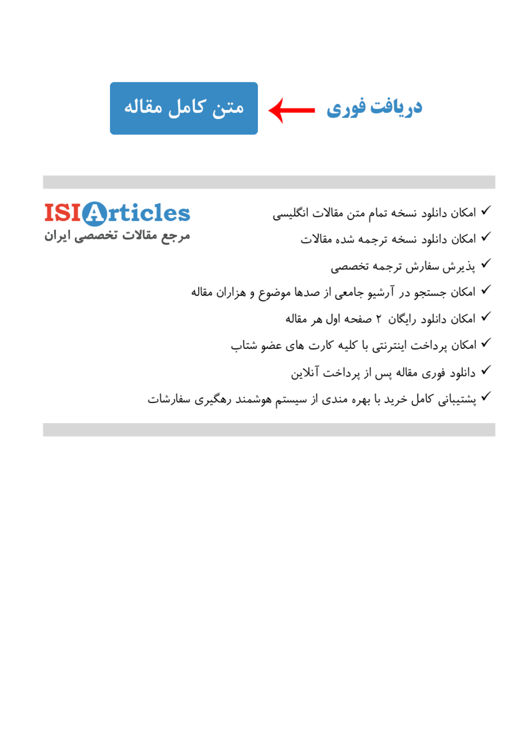دریافت فوری ← متن کامل مقاله

ISIArticles

مرجع مقالات تخصصی ایران

- ✓ امکان دانلود نسخه تمام متن مقالات انگلیسی
- ✓ امکان دانلود نسخه ترجمه شده مقالات
- ✓ پذیرش سفارش ترجمه تخصصی
- ✓ امکان جستجو در آرشیو جامعی از صدها موضوع و هزاران مقاله
- ✓ امکان دانلود رایگان ۲ صفحه اول هر مقاله
- ✓ امکان پرداخت اینترنتی با کلیه کارت های عضو شتاب
- ✓ دانلود فوری مقاله پس از پرداخت آنلاین
- ✓ پشتیبانی کامل خرید با بهره مندی از سیستم هوشمند رهگیری سفارشات